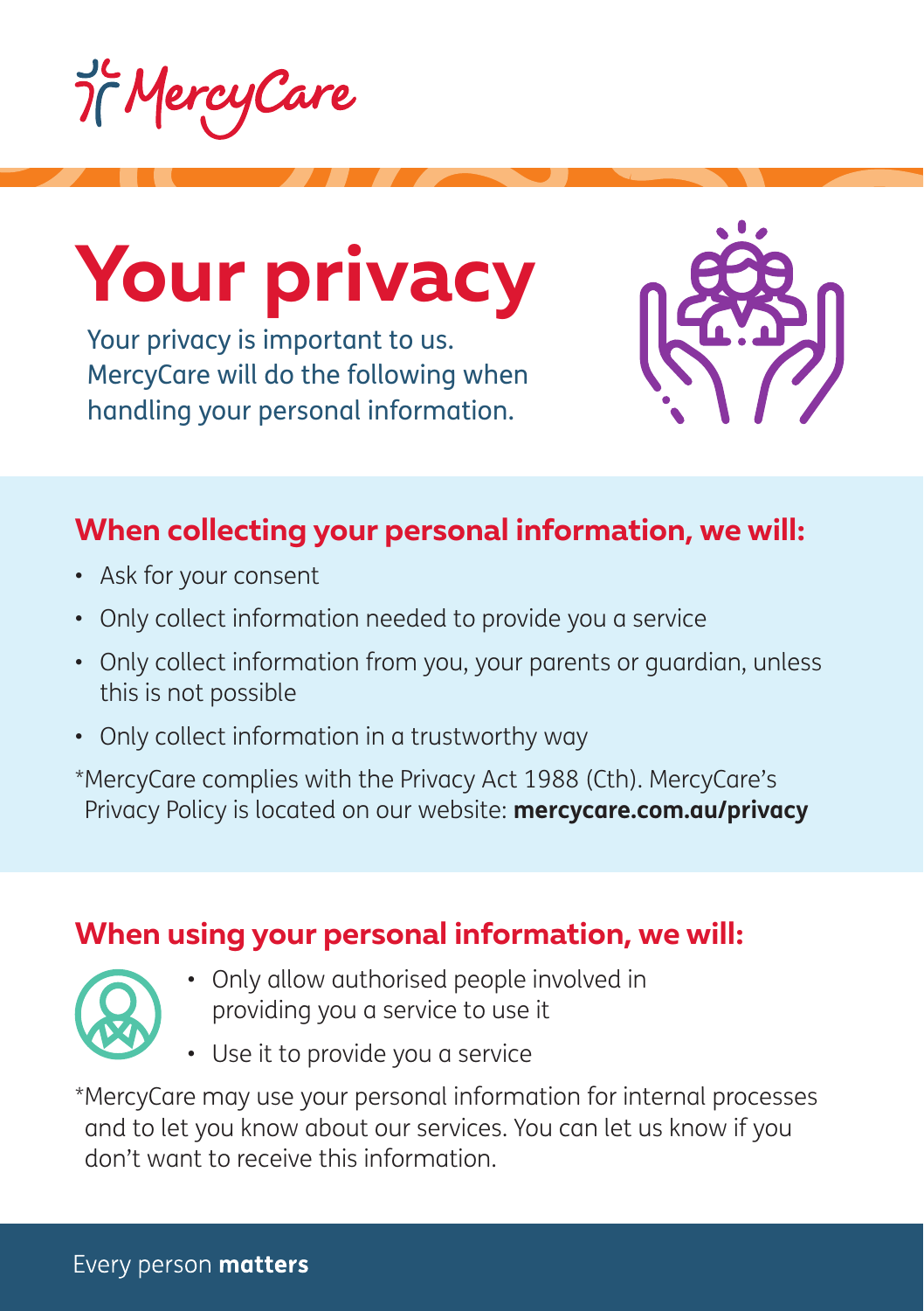MercyCare

# Your privacy

Your privacy is important to us. MercyCare will do the following when handling your personal information.

## When collecting your personal information, we will:

- Ask for your consent
- Only collect information needed to provide you a service
- Only collect information from you, your parents or guardian, unless this is not possible
- Only collect information in a trustworthy way

*MercyCare complies with the Privacy Act 1988 (Cth). MercyCare's Privacy Policy is located on our website: **mercycare.com.au/privacy**

## When using your personal information, we will:

- Only allow authorised people involved in providing you a service to use it
- Use it to provide you a service

*MercyCare may use your personal information for internal processes and to let you know about our services. You can let us know if you don't want to receive this information.

Every person **matters**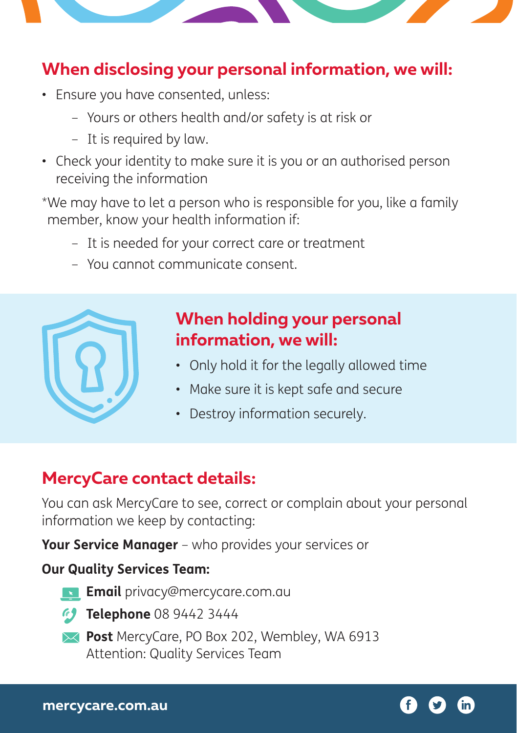## When disclosing your personal information, we will:

- Ensure you have consented, unless:
  - Yours or others health and/or safety is at risk or
  - It is required by law.
- Check your identity to make sure it is you or an authorised person receiving the information

*We may have to let a person who is responsible for you, like a family member, know your health information if:

- It is needed for your correct care or treatment
- You cannot communicate consent.

## When holding your personal information, we will:

- Only hold it for the legally allowed time
- Make sure it is kept safe and secure
- Destroy information securely.

## MercyCare contact details:

You can ask MercyCare to see, correct or complain about your personal information we keep by contacting:

**Your Service Manager** – who provides your services or

**Our Quality Services Team:**

- **Email** privacy@mercycare.com.au
- **Telephone** 08 9442 3444
- **Post** MercyCare, PO Box 202, Wembley, WA 6913
  Attention: Quality Services Team

**mercycare.com.au**